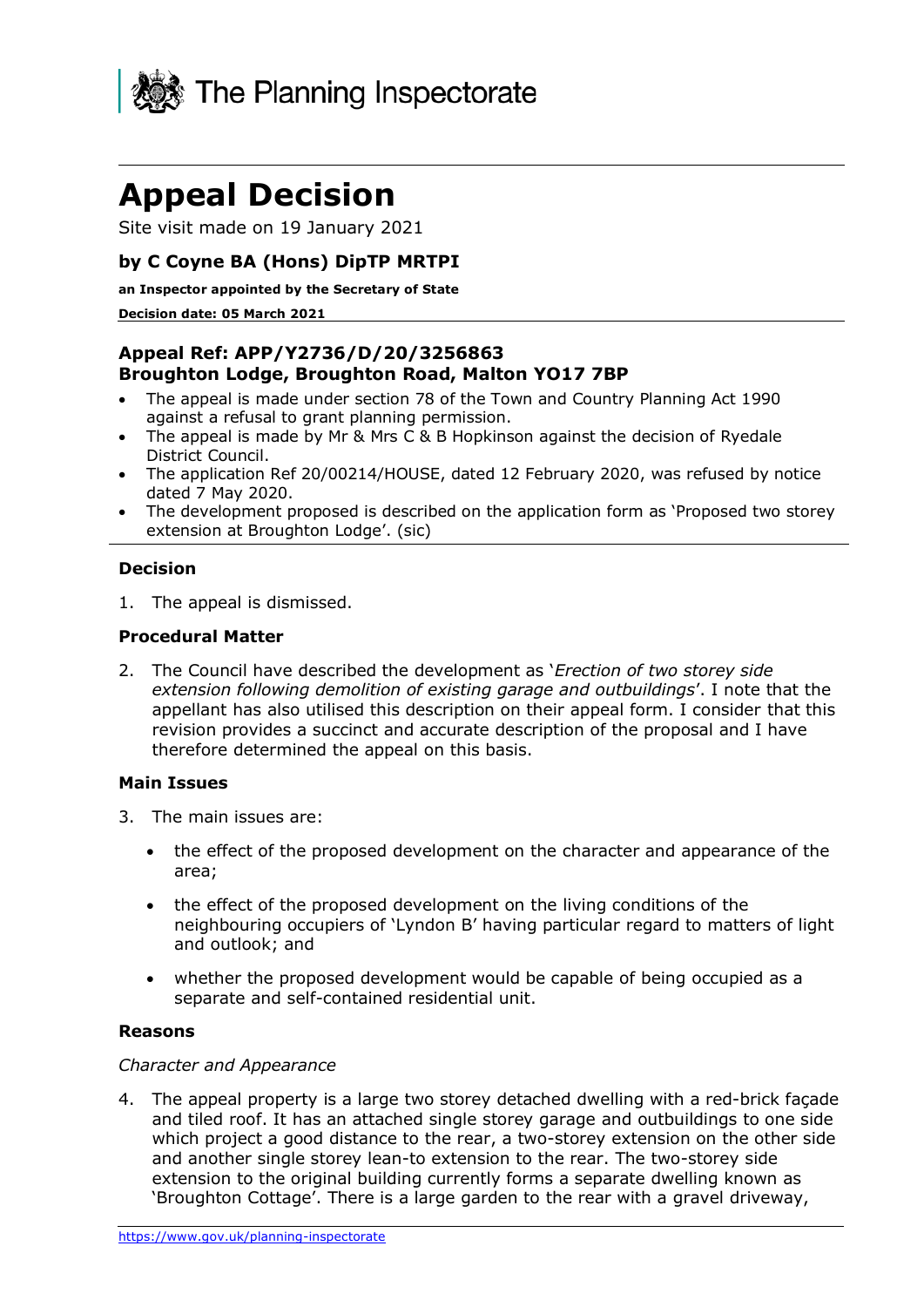The Planning Inspectorate

# Appeal Decision

Site visit made on 19 January 2021

### by C Coyne BA (Hons) DipTP MRTPI

**an Inspector appointed by the Secretary of State**

**Decision date: 05 March 2021**

### Appeal Ref: APP/Y2736/D/20/3256863
### Broughton Lodge, Broughton Road, Malton YO17 7BP

- The appeal is made under section 78 of the Town and Country Planning Act 1990 against a refusal to grant planning permission.
- The appeal is made by Mr & Mrs C & B Hopkinson against the decision of Ryedale District Council.
- The application Ref 20/00214/HOUSE, dated 12 February 2020, was refused by notice dated 7 May 2020.
- The development proposed is described on the application form as 'Proposed two storey extension at Broughton Lodge'. (sic)

#### Decision

1. The appeal is dismissed.

#### Procedural Matter

2. The Council have described the development as '*Erection of two storey side extension following demolition of existing garage and outbuildings*'. I note that the appellant has also utilised this description on their appeal form. I consider that this revision provides a succinct and accurate description of the proposal and I have therefore determined the appeal on this basis.

#### Main Issues

3. The main issues are:

   - the effect of the proposed development on the character and appearance of the area;
   - the effect of the proposed development on the living conditions of the neighbouring occupiers of 'Lyndon B' having particular regard to matters of light and outlook; and
   - whether the proposed development would be capable of being occupied as a separate and self-contained residential unit.

#### Reasons

*Character and Appearance*

4. The appeal property is a large two storey detached dwelling with a red-brick façade and tiled roof. It has an attached single storey garage and outbuildings to one side which project a good distance to the rear, a two-storey extension on the other side and another single storey lean-to extension to the rear. The two-storey side extension to the original building currently forms a separate dwelling known as 'Broughton Cottage'. There is a large garden to the rear with a gravel driveway,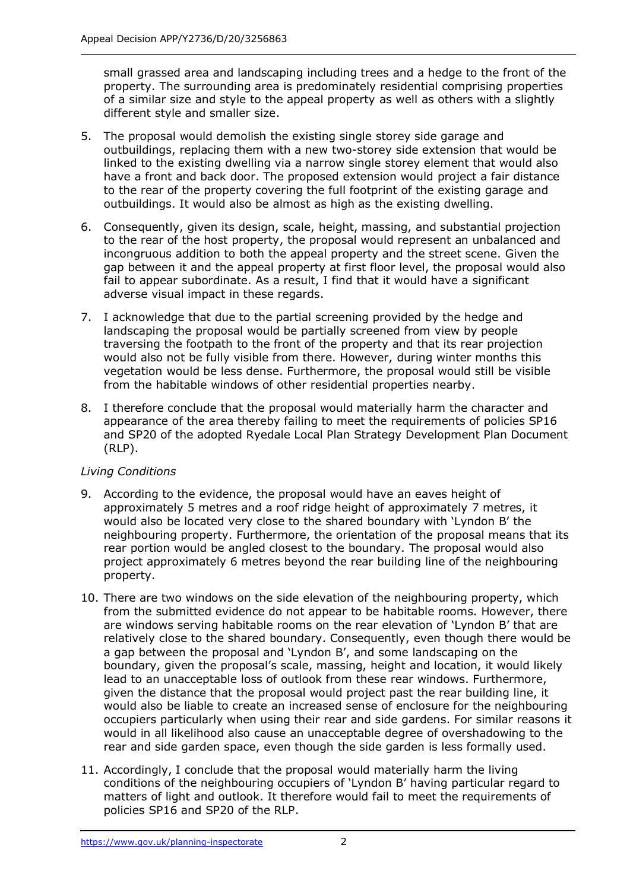small grassed area and landscaping including trees and a hedge to the front of the property. The surrounding area is predominately residential comprising properties of a similar size and style to the appeal property as well as others with a slightly different style and smaller size.

5. The proposal would demolish the existing single storey side garage and outbuildings, replacing them with a new two-storey side extension that would be linked to the existing dwelling via a narrow single storey element that would also have a front and back door. The proposed extension would project a fair distance to the rear of the property covering the full footprint of the existing garage and outbuildings. It would also be almost as high as the existing dwelling.

6. Consequently, given its design, scale, height, massing, and substantial projection to the rear of the host property, the proposal would represent an unbalanced and incongruous addition to both the appeal property and the street scene. Given the gap between it and the appeal property at first floor level, the proposal would also fail to appear subordinate. As a result, I find that it would have a significant adverse visual impact in these regards.

7. I acknowledge that due to the partial screening provided by the hedge and landscaping the proposal would be partially screened from view by people traversing the footpath to the front of the property and that its rear projection would also not be fully visible from there. However, during winter months this vegetation would be less dense. Furthermore, the proposal would still be visible from the habitable windows of other residential properties nearby.

8. I therefore conclude that the proposal would materially harm the character and appearance of the area thereby failing to meet the requirements of policies SP16 and SP20 of the adopted Ryedale Local Plan Strategy Development Plan Document (RLP).

*Living Conditions*

9. According to the evidence, the proposal would have an eaves height of approximately 5 metres and a roof ridge height of approximately 7 metres, it would also be located very close to the shared boundary with 'Lyndon B' the neighbouring property. Furthermore, the orientation of the proposal means that its rear portion would be angled closest to the boundary. The proposal would also project approximately 6 metres beyond the rear building line of the neighbouring property.

10. There are two windows on the side elevation of the neighbouring property, which from the submitted evidence do not appear to be habitable rooms. However, there are windows serving habitable rooms on the rear elevation of 'Lyndon B' that are relatively close to the shared boundary. Consequently, even though there would be a gap between the proposal and 'Lyndon B', and some landscaping on the boundary, given the proposal's scale, massing, height and location, it would likely lead to an unacceptable loss of outlook from these rear windows. Furthermore, given the distance that the proposal would project past the rear building line, it would also be liable to create an increased sense of enclosure for the neighbouring occupiers particularly when using their rear and side gardens. For similar reasons it would in all likelihood also cause an unacceptable degree of overshadowing to the rear and side garden space, even though the side garden is less formally used.

11. Accordingly, I conclude that the proposal would materially harm the living conditions of the neighbouring occupiers of 'Lyndon B' having particular regard to matters of light and outlook. It therefore would fail to meet the requirements of policies SP16 and SP20 of the RLP.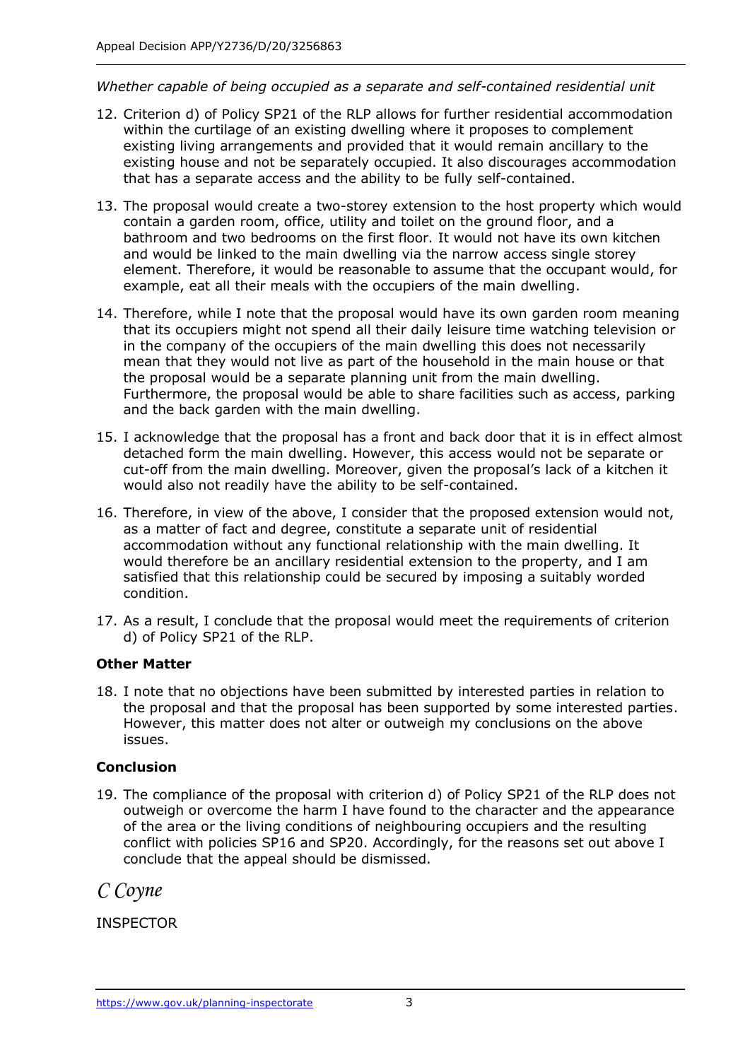*Whether capable of being occupied as a separate and self-contained residential unit*

12. Criterion d) of Policy SP21 of the RLP allows for further residential accommodation within the curtilage of an existing dwelling where it proposes to complement existing living arrangements and provided that it would remain ancillary to the existing house and not be separately occupied. It also discourages accommodation that has a separate access and the ability to be fully self-contained.

13. The proposal would create a two-storey extension to the host property which would contain a garden room, office, utility and toilet on the ground floor, and a bathroom and two bedrooms on the first floor. It would not have its own kitchen and would be linked to the main dwelling via the narrow access single storey element. Therefore, it would be reasonable to assume that the occupant would, for example, eat all their meals with the occupiers of the main dwelling.

14. Therefore, while I note that the proposal would have its own garden room meaning that its occupiers might not spend all their daily leisure time watching television or in the company of the occupiers of the main dwelling this does not necessarily mean that they would not live as part of the household in the main house or that the proposal would be a separate planning unit from the main dwelling. Furthermore, the proposal would be able to share facilities such as access, parking and the back garden with the main dwelling.

15. I acknowledge that the proposal has a front and back door that it is in effect almost detached form the main dwelling. However, this access would not be separate or cut-off from the main dwelling. Moreover, given the proposal's lack of a kitchen it would also not readily have the ability to be self-contained.

16. Therefore, in view of the above, I consider that the proposed extension would not, as a matter of fact and degree, constitute a separate unit of residential accommodation without any functional relationship with the main dwelling. It would therefore be an ancillary residential extension to the property, and I am satisfied that this relationship could be secured by imposing a suitably worded condition.

17. As a result, I conclude that the proposal would meet the requirements of criterion d) of Policy SP21 of the RLP.

**Other Matter**

18. I note that no objections have been submitted by interested parties in relation to the proposal and that the proposal has been supported by some interested parties. However, this matter does not alter or outweigh my conclusions on the above issues.

**Conclusion**

19. The compliance of the proposal with criterion d) of Policy SP21 of the RLP does not outweigh or overcome the harm I have found to the character and the appearance of the area or the living conditions of neighbouring occupiers and the resulting conflict with policies SP16 and SP20. Accordingly, for the reasons set out above I conclude that the appeal should be dismissed.

*C Coyne*

INSPECTOR